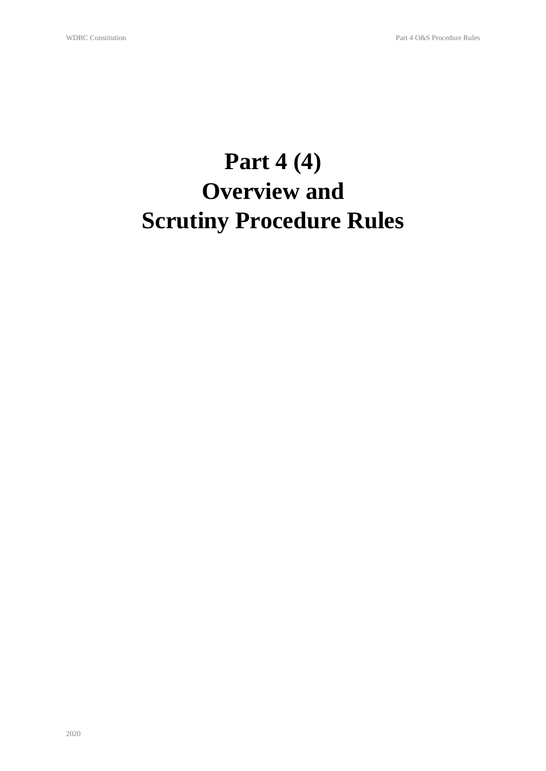# Part 4 (4)
# Overview and
# Scrutiny Procedure Rules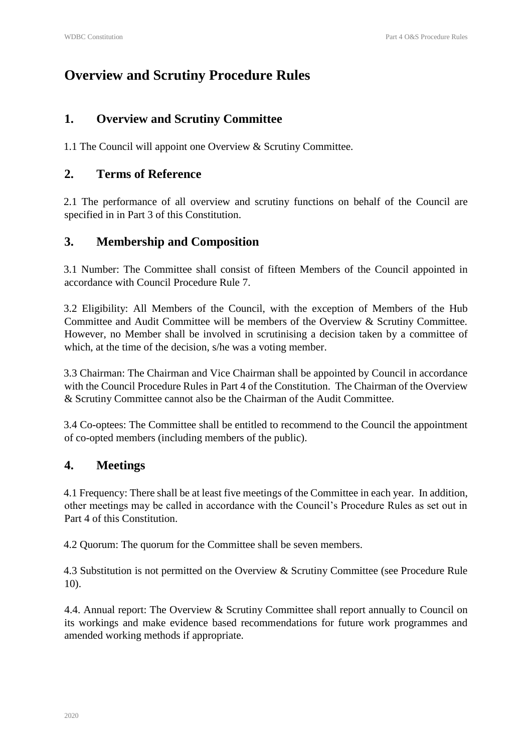# Overview and Scrutiny Procedure Rules

## 1. Overview and Scrutiny Committee

1.1 The Council will appoint one Overview & Scrutiny Committee.

## 2. Terms of Reference

2.1 The performance of all overview and scrutiny functions on behalf of the Council are specified in in Part 3 of this Constitution.

## 3. Membership and Composition

3.1 Number: The Committee shall consist of fifteen Members of the Council appointed in accordance with Council Procedure Rule 7.

3.2 Eligibility: All Members of the Council, with the exception of Members of the Hub Committee and Audit Committee will be members of the Overview & Scrutiny Committee. However, no Member shall be involved in scrutinising a decision taken by a committee of which, at the time of the decision, s/he was a voting member.

3.3 Chairman: The Chairman and Vice Chairman shall be appointed by Council in accordance with the Council Procedure Rules in Part 4 of the Constitution. The Chairman of the Overview & Scrutiny Committee cannot also be the Chairman of the Audit Committee.

3.4 Co-optees: The Committee shall be entitled to recommend to the Council the appointment of co-opted members (including members of the public).

## 4. Meetings

4.1 Frequency: There shall be at least five meetings of the Committee in each year. In addition, other meetings may be called in accordance with the Council's Procedure Rules as set out in Part 4 of this Constitution.

4.2 Quorum: The quorum for the Committee shall be seven members.

4.3 Substitution is not permitted on the Overview & Scrutiny Committee (see Procedure Rule 10).

4.4. Annual report: The Overview & Scrutiny Committee shall report annually to Council on its workings and make evidence based recommendations for future work programmes and amended working methods if appropriate.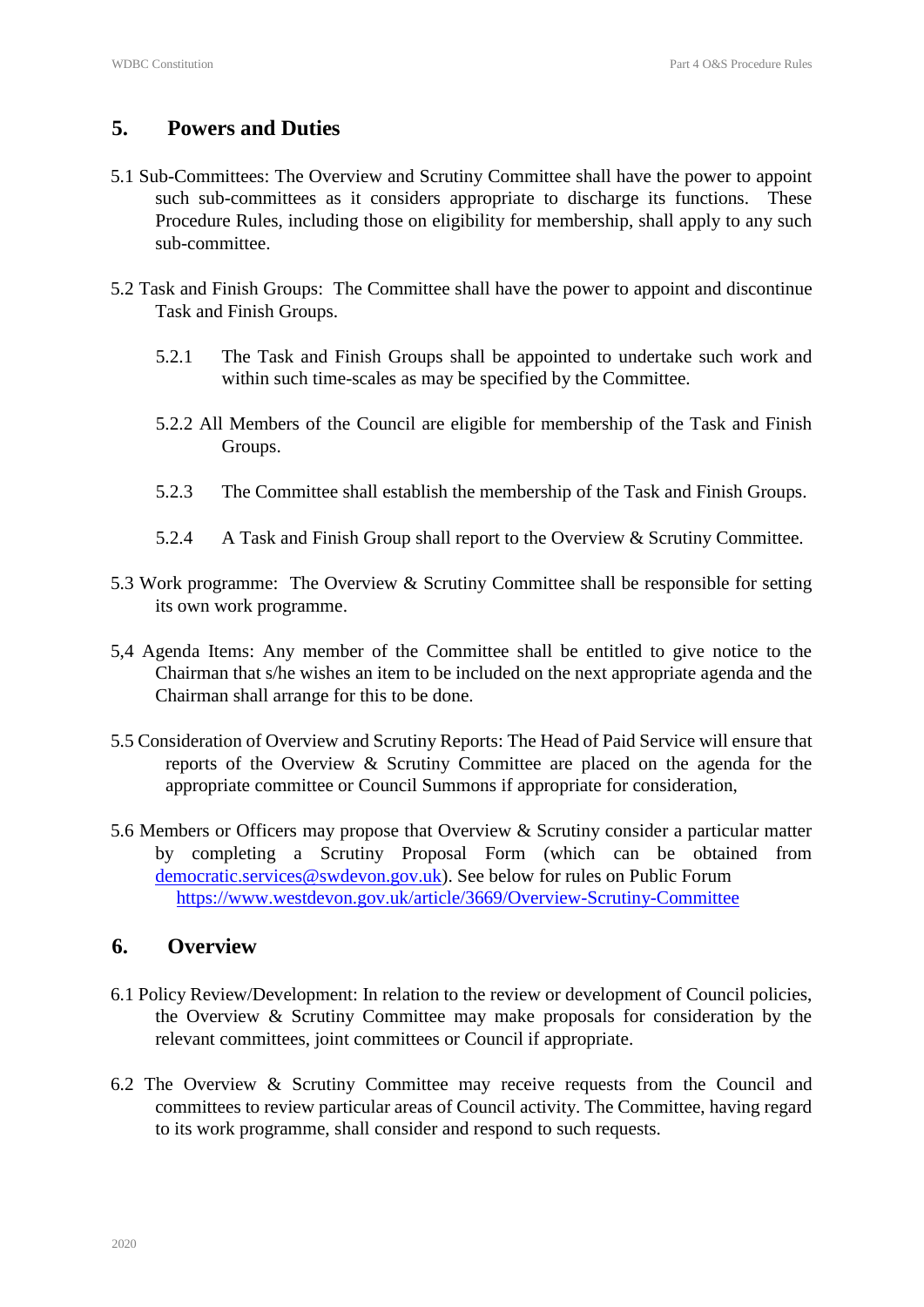## 5. Powers and Duties

5.1 Sub-Committees: The Overview and Scrutiny Committee shall have the power to appoint such sub-committees as it considers appropriate to discharge its functions. These Procedure Rules, including those on eligibility for membership, shall apply to any such sub-committee.

5.2 Task and Finish Groups: The Committee shall have the power to appoint and discontinue Task and Finish Groups.

5.2.1 The Task and Finish Groups shall be appointed to undertake such work and within such time-scales as may be specified by the Committee.

5.2.2 All Members of the Council are eligible for membership of the Task and Finish Groups.

5.2.3 The Committee shall establish the membership of the Task and Finish Groups.

5.2.4 A Task and Finish Group shall report to the Overview & Scrutiny Committee.

5.3 Work programme: The Overview & Scrutiny Committee shall be responsible for setting its own work programme.

5,4 Agenda Items: Any member of the Committee shall be entitled to give notice to the Chairman that s/he wishes an item to be included on the next appropriate agenda and the Chairman shall arrange for this to be done.

5.5 Consideration of Overview and Scrutiny Reports: The Head of Paid Service will ensure that reports of the Overview & Scrutiny Committee are placed on the agenda for the appropriate committee or Council Summons if appropriate for consideration,

5.6 Members or Officers may propose that Overview & Scrutiny consider a particular matter by completing a Scrutiny Proposal Form (which can be obtained from democratic.services@swdevon.gov.uk). See below for rules on Public Forum https://www.westdevon.gov.uk/article/3669/Overview-Scrutiny-Committee

## 6. Overview

6.1 Policy Review/Development: In relation to the review or development of Council policies, the Overview & Scrutiny Committee may make proposals for consideration by the relevant committees, joint committees or Council if appropriate.

6.2 The Overview & Scrutiny Committee may receive requests from the Council and committees to review particular areas of Council activity. The Committee, having regard to its work programme, shall consider and respond to such requests.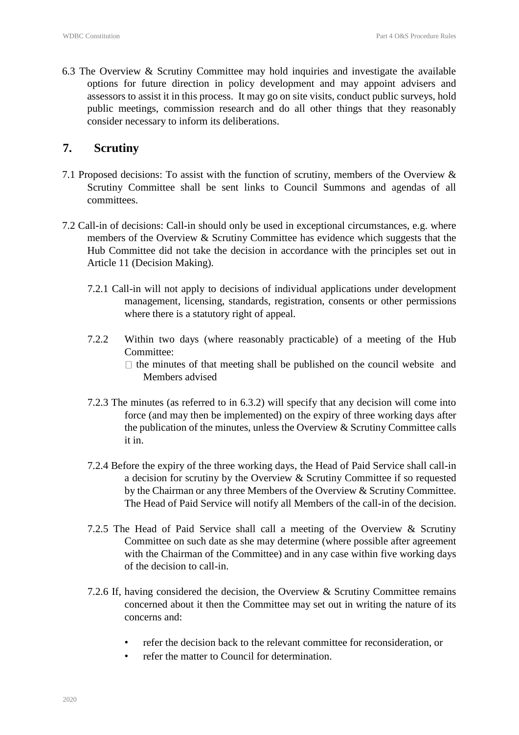6.3 The Overview & Scrutiny Committee may hold inquiries and investigate the available options for future direction in policy development and may appoint advisers and assessors to assist it in this process. It may go on site visits, conduct public surveys, hold public meetings, commission research and do all other things that they reasonably consider necessary to inform its deliberations.

## 7. Scrutiny

7.1 Proposed decisions: To assist with the function of scrutiny, members of the Overview & Scrutiny Committee shall be sent links to Council Summons and agendas of all committees.

7.2 Call-in of decisions: Call-in should only be used in exceptional circumstances, e.g. where members of the Overview & Scrutiny Committee has evidence which suggests that the Hub Committee did not take the decision in accordance with the principles set out in Article 11 (Decision Making).

7.2.1 Call-in will not apply to decisions of individual applications under development management, licensing, standards, registration, consents or other permissions where there is a statutory right of appeal.

7.2.2 Within two days (where reasonably practicable) of a meeting of the Hub Committee:

- the minutes of that meeting shall be published on the council website and Members advised

7.2.3 The minutes (as referred to in 6.3.2) will specify that any decision will come into force (and may then be implemented) on the expiry of three working days after the publication of the minutes, unless the Overview & Scrutiny Committee calls it in.

7.2.4 Before the expiry of the three working days, the Head of Paid Service shall call-in a decision for scrutiny by the Overview & Scrutiny Committee if so requested by the Chairman or any three Members of the Overview & Scrutiny Committee. The Head of Paid Service will notify all Members of the call-in of the decision.

7.2.5 The Head of Paid Service shall call a meeting of the Overview & Scrutiny Committee on such date as she may determine (where possible after agreement with the Chairman of the Committee) and in any case within five working days of the decision to call-in.

7.2.6 If, having considered the decision, the Overview & Scrutiny Committee remains concerned about it then the Committee may set out in writing the nature of its concerns and:

- refer the decision back to the relevant committee for reconsideration, or
- refer the matter to Council for determination.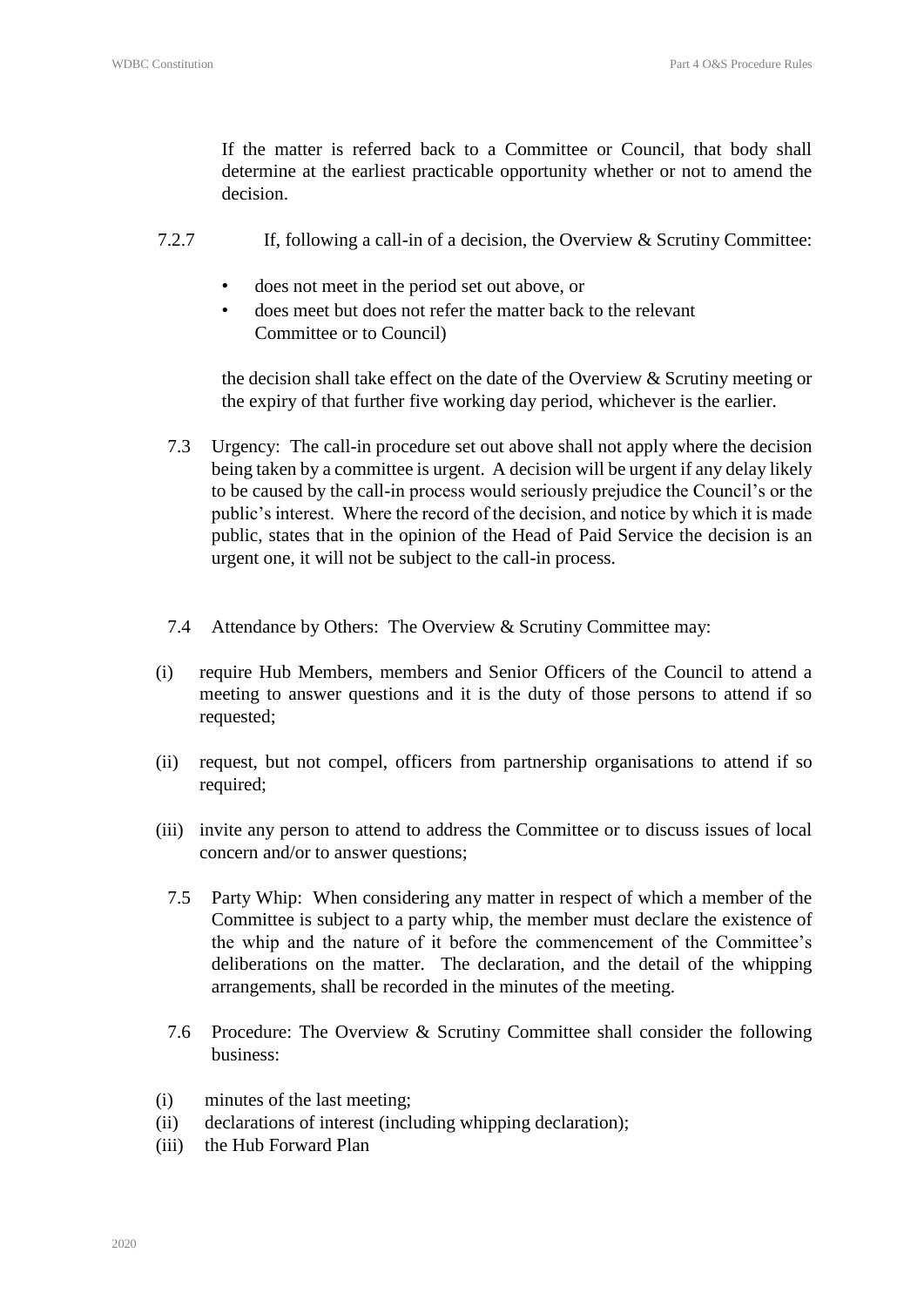If the matter is referred back to a Committee or Council, that body shall determine at the earliest practicable opportunity whether or not to amend the decision.

7.2.7 If, following a call-in of a decision, the Overview & Scrutiny Committee:

- does not meet in the period set out above, or
- does meet but does not refer the matter back to the relevant Committee or to Council)

the decision shall take effect on the date of the Overview & Scrutiny meeting or the expiry of that further five working day period, whichever is the earlier.

7.3 Urgency: The call-in procedure set out above shall not apply where the decision being taken by a committee is urgent. A decision will be urgent if any delay likely to be caused by the call-in process would seriously prejudice the Council's or the public's interest. Where the record of the decision, and notice by which it is made public, states that in the opinion of the Head of Paid Service the decision is an urgent one, it will not be subject to the call-in process.

7.4 Attendance by Others: The Overview & Scrutiny Committee may:

(i) require Hub Members, members and Senior Officers of the Council to attend a meeting to answer questions and it is the duty of those persons to attend if so requested;

(ii) request, but not compel, officers from partnership organisations to attend if so required;

(iii) invite any person to attend to address the Committee or to discuss issues of local concern and/or to answer questions;

7.5 Party Whip: When considering any matter in respect of which a member of the Committee is subject to a party whip, the member must declare the existence of the whip and the nature of it before the commencement of the Committee's deliberations on the matter. The declaration, and the detail of the whipping arrangements, shall be recorded in the minutes of the meeting.

7.6 Procedure: The Overview & Scrutiny Committee shall consider the following business:

(i) minutes of the last meeting;
(ii) declarations of interest (including whipping declaration);
(iii) the Hub Forward Plan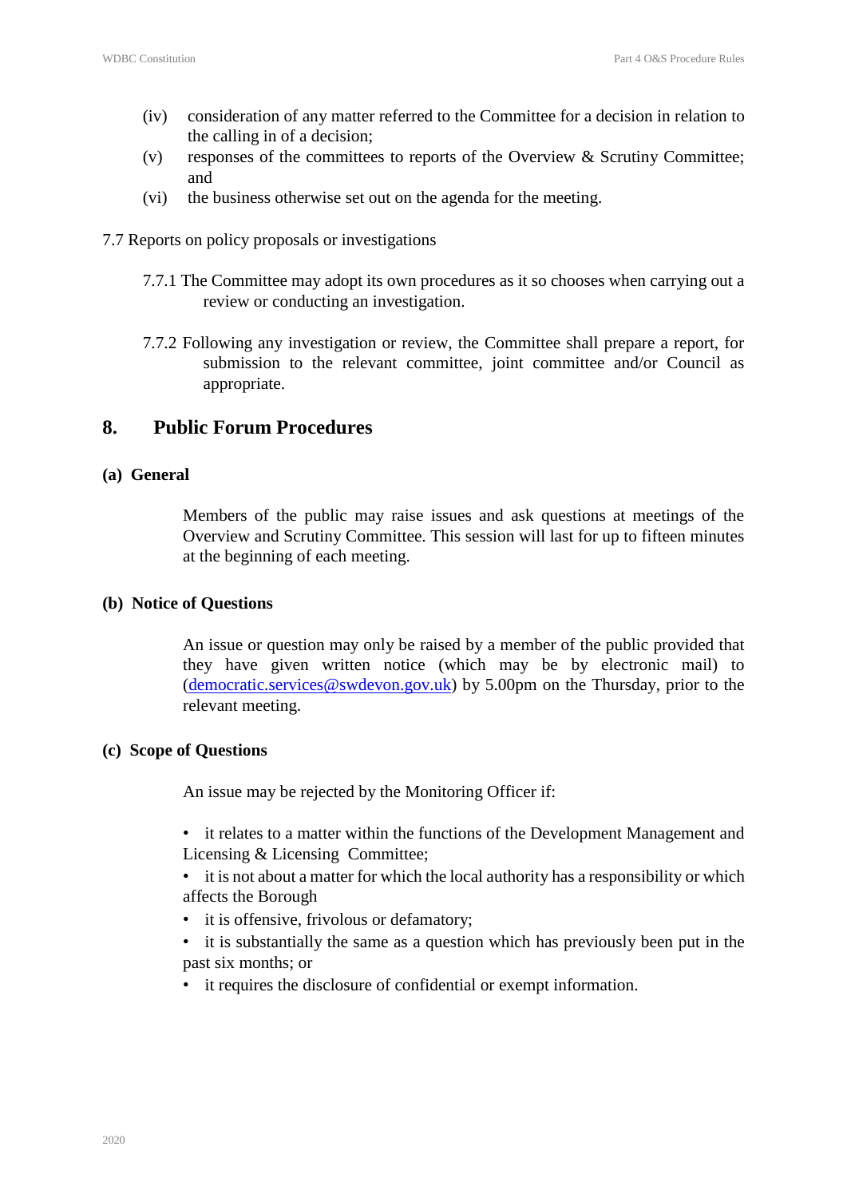(iv) consideration of any matter referred to the Committee for a decision in relation to the calling in of a decision;

(v) responses of the committees to reports of the Overview & Scrutiny Committee; and

(vi) the business otherwise set out on the agenda for the meeting.

7.7 Reports on policy proposals or investigations

7.7.1 The Committee may adopt its own procedures as it so chooses when carrying out a review or conducting an investigation.

7.7.2 Following any investigation or review, the Committee shall prepare a report, for submission to the relevant committee, joint committee and/or Council as appropriate.

## 8. Public Forum Procedures

### (a) General

Members of the public may raise issues and ask questions at meetings of the Overview and Scrutiny Committee. This session will last for up to fifteen minutes at the beginning of each meeting.

### (b) Notice of Questions

An issue or question may only be raised by a member of the public provided that they have given written notice (which may be by electronic mail) to (democratic.services@swdevon.gov.uk) by 5.00pm on the Thursday, prior to the relevant meeting.

### (c) Scope of Questions

An issue may be rejected by the Monitoring Officer if:

- it relates to a matter within the functions of the Development Management and Licensing & Licensing Committee;
- it is not about a matter for which the local authority has a responsibility or which affects the Borough
- it is offensive, frivolous or defamatory;
- it is substantially the same as a question which has previously been put in the past six months; or
- it requires the disclosure of confidential or exempt information.